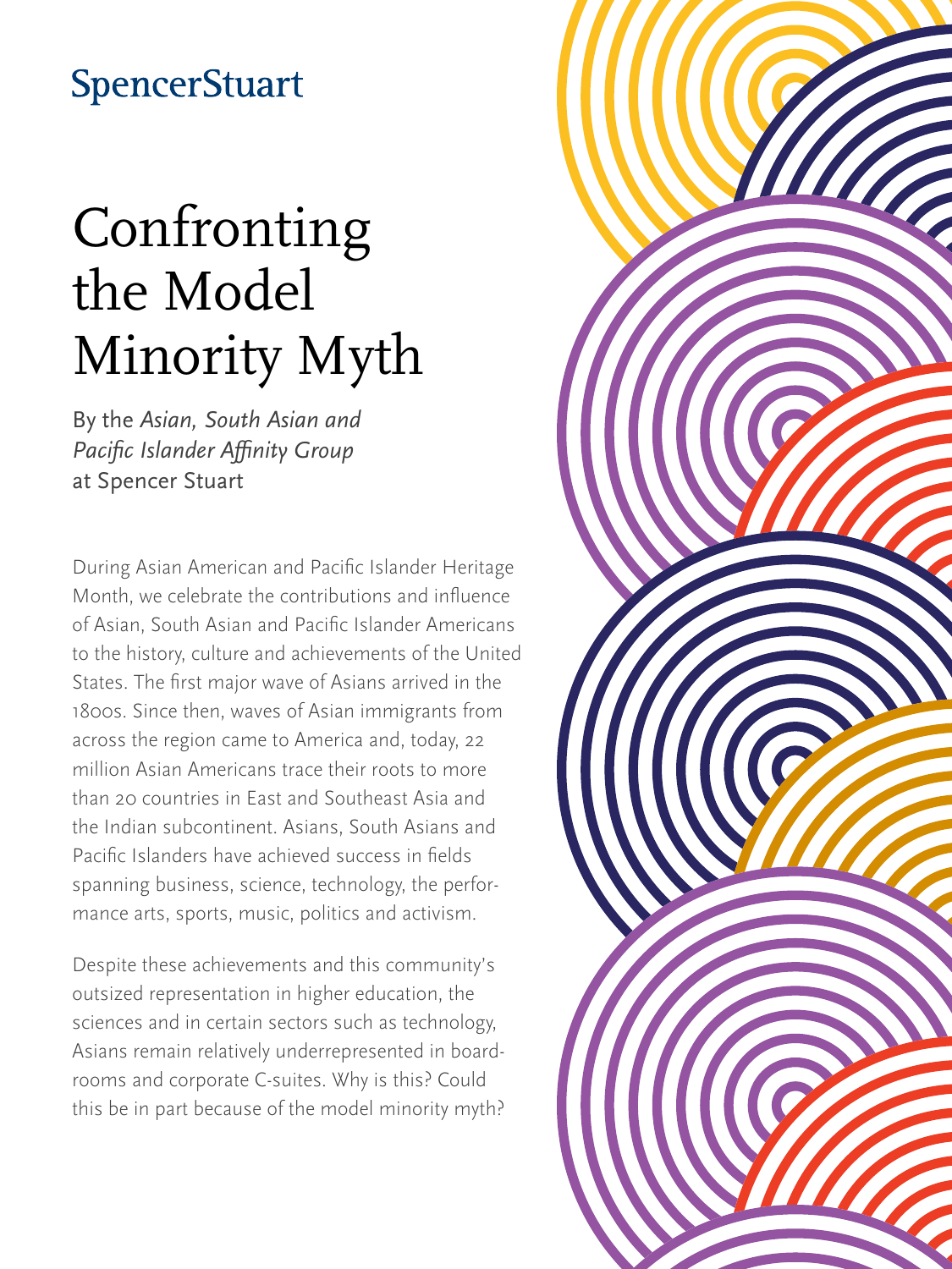SpencerStuart

# Confronting the Model Minority Myth

By the *Asian, South Asian and Pacific Islander Affinity Group* at Spencer Stuart

During Asian American and Pacific Islander Heritage Month, we celebrate the contributions and influence of Asian, South Asian and Pacific Islander Americans to the history, culture and achievements of the United States. The first major wave of Asians arrived in the 1800s. Since then, waves of Asian immigrants from across the region came to America and, today, 22 million Asian Americans trace their roots to more than 20 countries in East and Southeast Asia and the Indian subcontinent. Asians, South Asians and Pacific Islanders have achieved success in fields spanning business, science, technology, the performance arts, sports, music, politics and activism.

Despite these achievements and this community's outsized representation in higher education, the sciences and in certain sectors such as technology, Asians remain relatively underrepresented in boardrooms and corporate C-suites. Why is this? Could this be in part because of the model minority myth?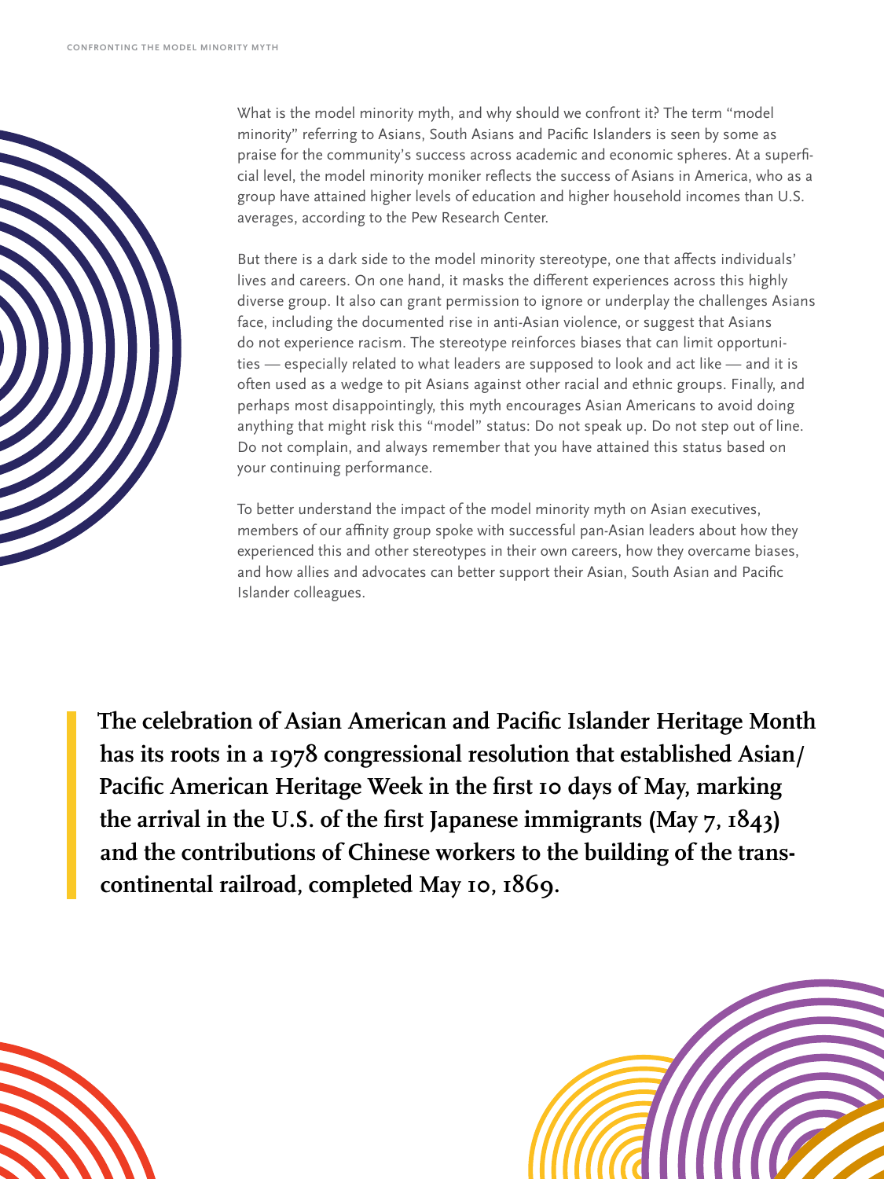What is the model minority myth, and why should we confront it? The term "model minority" referring to Asians, South Asians and Pacific Islanders is seen by some as praise for the community's success across academic and economic spheres. At a superficial level, the model minority moniker reflects the success of Asians in America, who as a group have attained higher levels of education and higher household incomes than U.S. averages, according to the Pew Research Center.

But there is a dark side to the model minority stereotype, one that affects individuals' lives and careers. On one hand, it masks the different experiences across this highly diverse group. It also can grant permission to ignore or underplay the challenges Asians face, including the documented rise in anti-Asian violence, or suggest that Asians do not experience racism. The stereotype reinforces biases that can limit opportunities — especially related to what leaders are supposed to look and act like — and it is often used as a wedge to pit Asians against other racial and ethnic groups. Finally, and perhaps most disappointingly, this myth encourages Asian Americans to avoid doing anything that might risk this "model" status: Do not speak up. Do not step out of line. Do not complain, and always remember that you have attained this status based on your continuing performance.

To better understand the impact of the model minority myth on Asian executives, members of our affinity group spoke with successful pan-Asian leaders about how they experienced this and other stereotypes in their own careers, how they overcame biases, and how allies and advocates can better support their Asian, South Asian and Pacific Islander colleagues.

> **The celebration of Asian American and Pacific Islander Heritage Month has its roots in a 1978 congressional resolution that established Asian/Pacific American Heritage Week in the first 10 days of May, marking the arrival in the U.S. of the first Japanese immigrants (May 7, 1843) and the contributions of Chinese workers to the building of the transcontinental railroad, completed May 10, 1869.**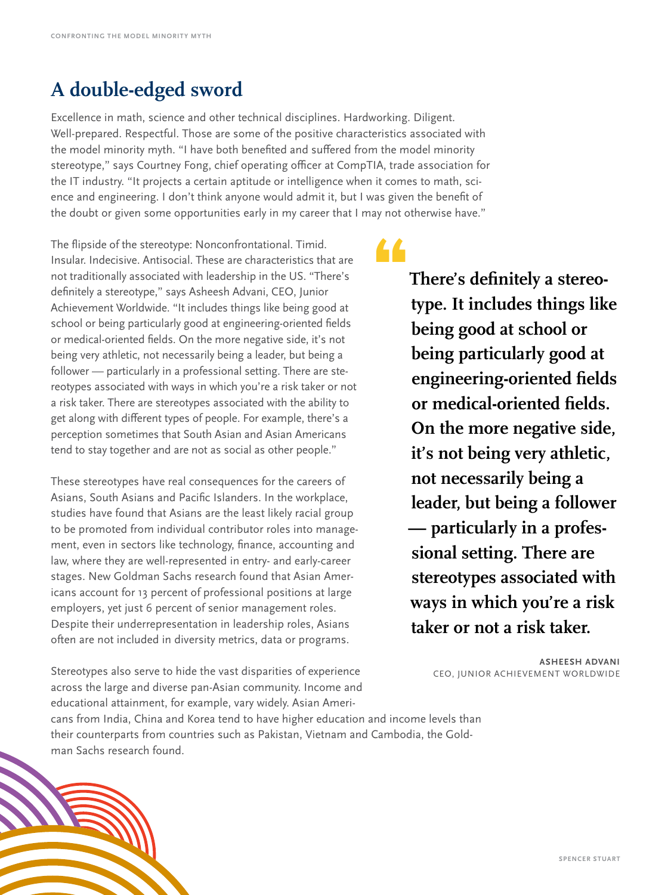## A double-edged sword

Excellence in math, science and other technical disciplines. Hardworking. Diligent. Well-prepared. Respectful. Those are some of the positive characteristics associated with the model minority myth. "I have both benefited and suffered from the model minority stereotype," says Courtney Fong, chief operating officer at CompTIA, trade association for the IT industry. "It projects a certain aptitude or intelligence when it comes to math, science and engineering. I don't think anyone would admit it, but I was given the benefit of the doubt or given some opportunities early in my career that I may not otherwise have."

The flipside of the stereotype: Nonconfrontational. Timid. Insular. Indecisive. Antisocial. These are characteristics that are not traditionally associated with leadership in the US. "There's definitely a stereotype," says Asheesh Advani, CEO, Junior Achievement Worldwide. "It includes things like being good at school or being particularly good at engineering-oriented fields or medical-oriented fields. On the more negative side, it's not being very athletic, not necessarily being a leader, but being a follower — particularly in a professional setting. There are stereotypes associated with ways in which you're a risk taker or not a risk taker. There are stereotypes associated with the ability to get along with different types of people. For example, there's a perception sometimes that South Asian and Asian Americans tend to stay together and are not as social as other people."

> **There's definitely a stereotype. It includes things like being good at school or being particularly good at engineering-oriented fields or medical-oriented fields. On the more negative side, it's not being very athletic, not necessarily being a leader, but being a follower — particularly in a professional setting. There are stereotypes associated with ways in which you're a risk taker or not a risk taker.**
>
> **ASHEESH ADVANI**
> CEO, JUNIOR ACHIEVEMENT WORLDWIDE

These stereotypes have real consequences for the careers of Asians, South Asians and Pacific Islanders. In the workplace, studies have found that Asians are the least likely racial group to be promoted from individual contributor roles into management, even in sectors like technology, finance, accounting and law, where they are well-represented in entry- and early-career stages. New Goldman Sachs research found that Asian Americans account for 13 percent of professional positions at large employers, yet just 6 percent of senior management roles. Despite their underrepresentation in leadership roles, Asians often are not included in diversity metrics, data or programs.

Stereotypes also serve to hide the vast disparities of experience across the large and diverse pan-Asian community. Income and educational attainment, for example, vary widely. Asian Americans from India, China and Korea tend to have higher education and income levels than their counterparts from countries such as Pakistan, Vietnam and Cambodia, the Goldman Sachs research found.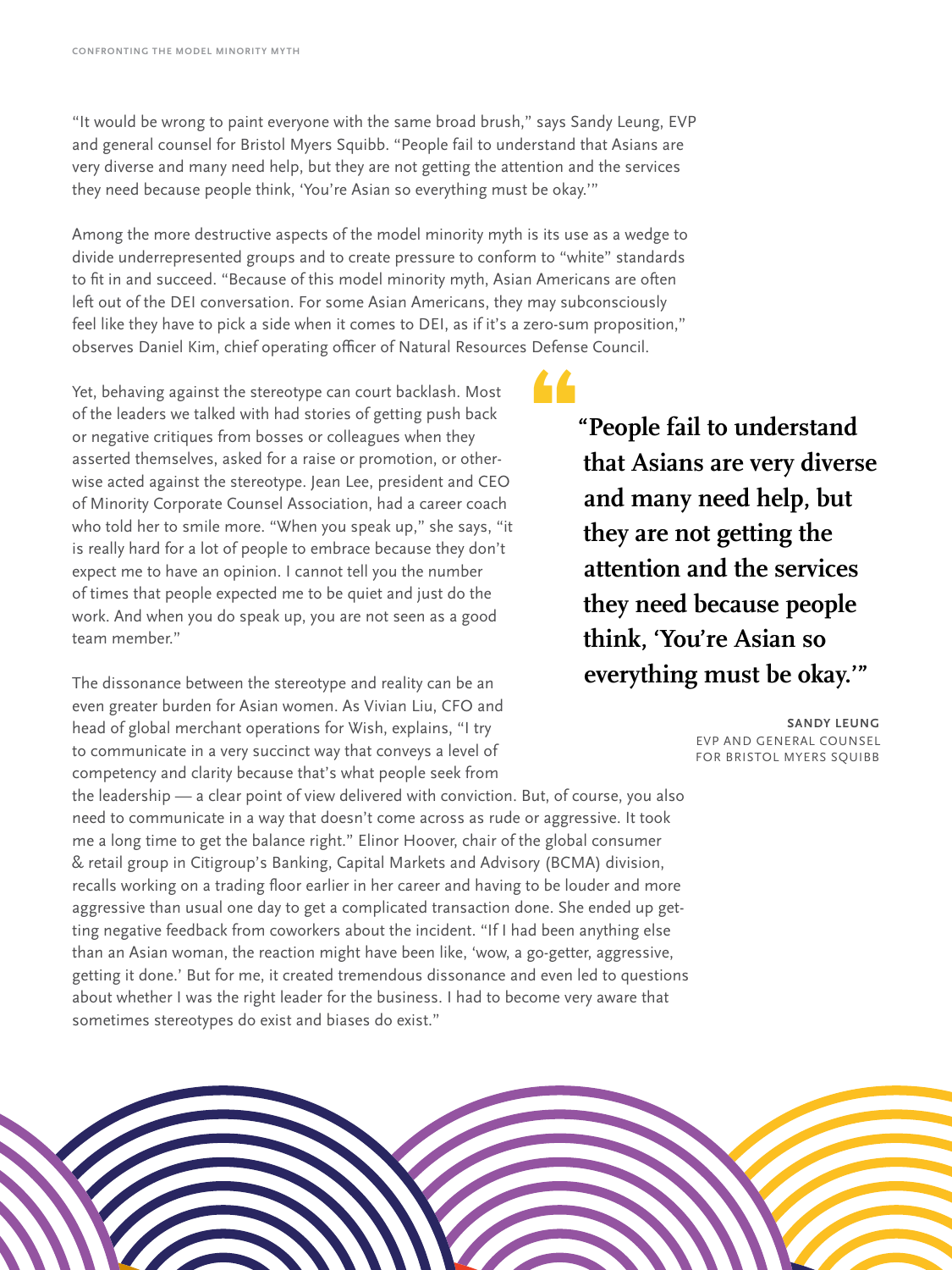"It would be wrong to paint everyone with the same broad brush," says Sandy Leung, EVP and general counsel for Bristol Myers Squibb. "People fail to understand that Asians are very diverse and many need help, but they are not getting the attention and the services they need because people think, 'You're Asian so everything must be okay.'"

Among the more destructive aspects of the model minority myth is its use as a wedge to divide underrepresented groups and to create pressure to conform to "white" standards to fit in and succeed. "Because of this model minority myth, Asian Americans are often left out of the DEI conversation. For some Asian Americans, they may subconsciously feel like they have to pick a side when it comes to DEI, as if it's a zero-sum proposition," observes Daniel Kim, chief operating officer of Natural Resources Defense Council.

Yet, behaving against the stereotype can court backlash. Most of the leaders we talked with had stories of getting push back or negative critiques from bosses or colleagues when they asserted themselves, asked for a raise or promotion, or otherwise acted against the stereotype. Jean Lee, president and CEO of Minority Corporate Counsel Association, had a career coach who told her to smile more. "When you speak up," she says, "it is really hard for a lot of people to embrace because they don't expect me to have an opinion. I cannot tell you the number of times that people expected me to be quiet and just do the work. And when you do speak up, you are not seen as a good team member."

> **"People fail to understand that Asians are very diverse and many need help, but they are not getting the attention and the services they need because people think, 'You're Asian so everything must be okay.'"**
>
> **SANDY LEUNG**
> EVP AND GENERAL COUNSEL FOR BRISTOL MYERS SQUIBB

The dissonance between the stereotype and reality can be an even greater burden for Asian women. As Vivian Liu, CFO and head of global merchant operations for Wish, explains, "I try to communicate in a very succinct way that conveys a level of competency and clarity because that's what people seek from the leadership — a clear point of view delivered with conviction. But, of course, you also need to communicate in a way that doesn't come across as rude or aggressive. It took me a long time to get the balance right." Elinor Hoover, chair of the global consumer & retail group in Citigroup's Banking, Capital Markets and Advisory (BCMA) division, recalls working on a trading floor earlier in her career and having to be louder and more aggressive than usual one day to get a complicated transaction done. She ended up getting negative feedback from coworkers about the incident. "If I had been anything else than an Asian woman, the reaction might have been like, 'wow, a go-getter, aggressive, getting it done.' But for me, it created tremendous dissonance and even led to questions about whether I was the right leader for the business. I had to become very aware that sometimes stereotypes do exist and biases do exist."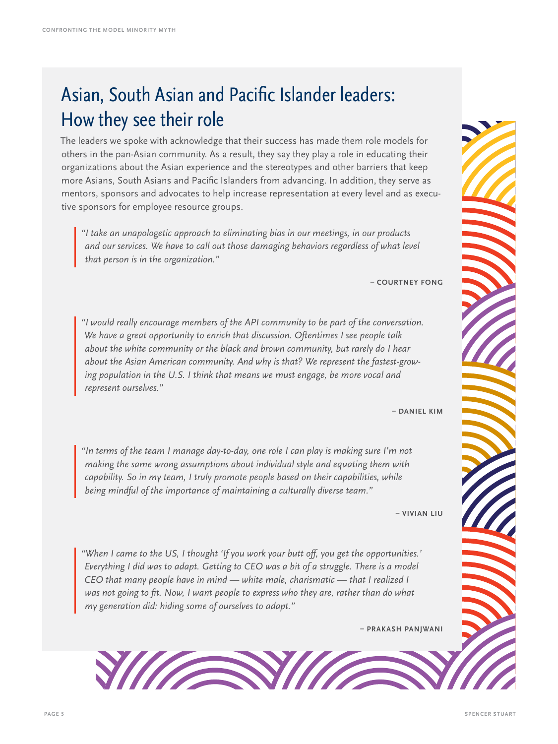# Asian, South Asian and Pacific Islander leaders: How they see their role

The leaders we spoke with acknowledge that their success has made them role models for others in the pan-Asian community. As a result, they say they play a role in educating their organizations about the Asian experience and the stereotypes and other barriers that keep more Asians, South Asians and Pacific Islanders from advancing. In addition, they serve as mentors, sponsors and advocates to help increase representation at every level and as executive sponsors for employee resource groups.

> *"I take an unapologetic approach to eliminating bias in our meetings, in our products and our services. We have to call out those damaging behaviors regardless of what level that person is in the organization."*
>
> **– COURTNEY FONG**

> *"I would really encourage members of the API community to be part of the conversation. We have a great opportunity to enrich that discussion. Oftentimes I see people talk about the white community or the black and brown community, but rarely do I hear about the Asian American community. And why is that? We represent the fastest-growing population in the U.S. I think that means we must engage, be more vocal and represent ourselves."*
>
> **– DANIEL KIM**

> *"In terms of the team I manage day-to-day, one role I can play is making sure I'm not making the same wrong assumptions about individual style and equating them with capability. So in my team, I truly promote people based on their capabilities, while being mindful of the importance of maintaining a culturally diverse team."*
>
> **– VIVIAN LIU**

> *"When I came to the US, I thought 'If you work your butt off, you get the opportunities.' Everything I did was to adapt. Getting to CEO was a bit of a struggle. There is a model CEO that many people have in mind — white male, charismatic — that I realized I was not going to fit. Now, I want people to express who they are, rather than do what my generation did: hiding some of ourselves to adapt."*
>
> **– PRAKASH PANJWANI**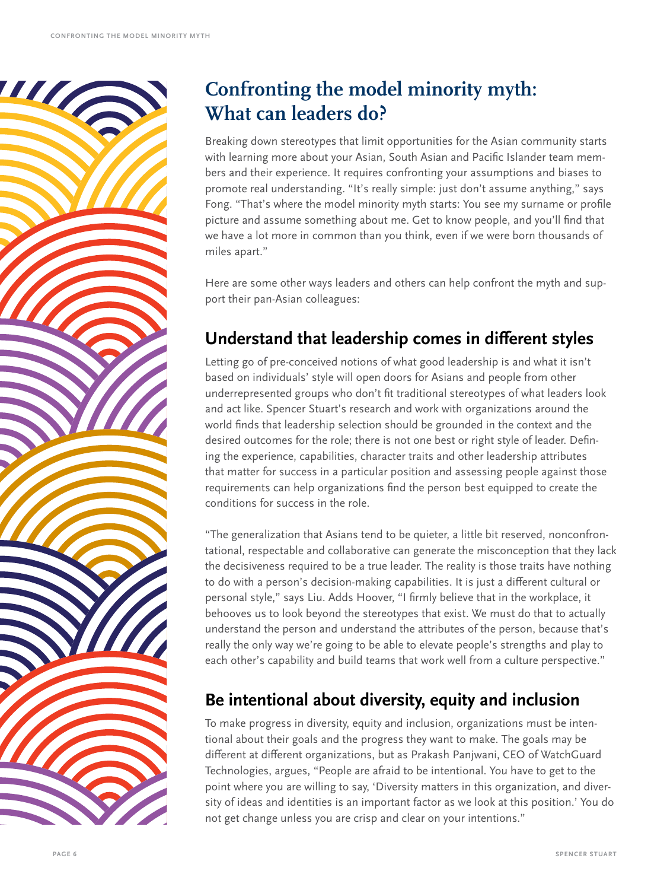# Confronting the model minority myth: What can leaders do?

Breaking down stereotypes that limit opportunities for the Asian community starts with learning more about your Asian, South Asian and Pacific Islander team members and their experience. It requires confronting your assumptions and biases to promote real understanding. "It's really simple: just don't assume anything," says Fong. "That's where the model minority myth starts: You see my surname or profile picture and assume something about me. Get to know people, and you'll find that we have a lot more in common than you think, even if we were born thousands of miles apart."

Here are some other ways leaders and others can help confront the myth and support their pan-Asian colleagues:

## Understand that leadership comes in different styles

Letting go of pre-conceived notions of what good leadership is and what it isn't based on individuals' style will open doors for Asians and people from other underrepresented groups who don't fit traditional stereotypes of what leaders look and act like. Spencer Stuart's research and work with organizations around the world finds that leadership selection should be grounded in the context and the desired outcomes for the role; there is not one best or right style of leader. Defining the experience, capabilities, character traits and other leadership attributes that matter for success in a particular position and assessing people against those requirements can help organizations find the person best equipped to create the conditions for success in the role.

"The generalization that Asians tend to be quieter, a little bit reserved, nonconfrontational, respectable and collaborative can generate the misconception that they lack the decisiveness required to be a true leader. The reality is those traits have nothing to do with a person's decision-making capabilities. It is just a different cultural or personal style," says Liu. Adds Hoover, "I firmly believe that in the workplace, it behooves us to look beyond the stereotypes that exist. We must do that to actually understand the person and understand the attributes of the person, because that's really the only way we're going to be able to elevate people's strengths and play to each other's capability and build teams that work well from a culture perspective."

## Be intentional about diversity, equity and inclusion

To make progress in diversity, equity and inclusion, organizations must be intentional about their goals and the progress they want to make. The goals may be different at different organizations, but as Prakash Panjwani, CEO of WatchGuard Technologies, argues, "People are afraid to be intentional. You have to get to the point where you are willing to say, 'Diversity matters in this organization, and diversity of ideas and identities is an important factor as we look at this position.' You do not get change unless you are crisp and clear on your intentions."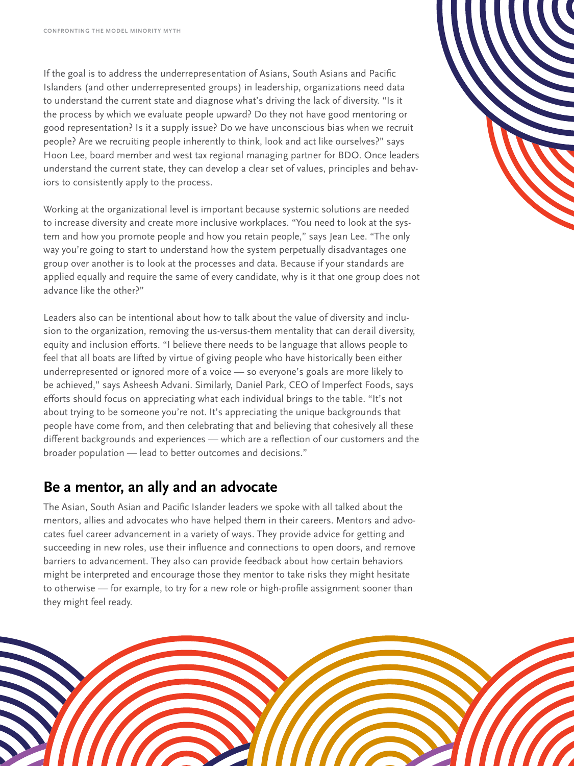If the goal is to address the underrepresentation of Asians, South Asians and Pacific Islanders (and other underrepresented groups) in leadership, organizations need data to understand the current state and diagnose what's driving the lack of diversity. "Is it the process by which we evaluate people upward? Do they not have good mentoring or good representation? Is it a supply issue? Do we have unconscious bias when we recruit people? Are we recruiting people inherently to think, look and act like ourselves?" says Hoon Lee, board member and west tax regional managing partner for BDO. Once leaders understand the current state, they can develop a clear set of values, principles and behaviors to consistently apply to the process.

Working at the organizational level is important because systemic solutions are needed to increase diversity and create more inclusive workplaces. "You need to look at the system and how you promote people and how you retain people," says Jean Lee. "The only way you're going to start to understand how the system perpetually disadvantages one group over another is to look at the processes and data. Because if your standards are applied equally and require the same of every candidate, why is it that one group does not advance like the other?"

Leaders also can be intentional about how to talk about the value of diversity and inclusion to the organization, removing the us-versus-them mentality that can derail diversity, equity and inclusion efforts. "I believe there needs to be language that allows people to feel that all boats are lifted by virtue of giving people who have historically been either underrepresented or ignored more of a voice — so everyone's goals are more likely to be achieved," says Asheesh Advani. Similarly, Daniel Park, CEO of Imperfect Foods, says efforts should focus on appreciating what each individual brings to the table. "It's not about trying to be someone you're not. It's appreciating the unique backgrounds that people have come from, and then celebrating that and believing that cohesively all these different backgrounds and experiences — which are a reflection of our customers and the broader population — lead to better outcomes and decisions."

## Be a mentor, an ally and an advocate

The Asian, South Asian and Pacific Islander leaders we spoke with all talked about the mentors, allies and advocates who have helped them in their careers. Mentors and advocates fuel career advancement in a variety of ways. They provide advice for getting and succeeding in new roles, use their influence and connections to open doors, and remove barriers to advancement. They also can provide feedback about how certain behaviors might be interpreted and encourage those they mentor to take risks they might hesitate to otherwise — for example, to try for a new role or high-profile assignment sooner than they might feel ready.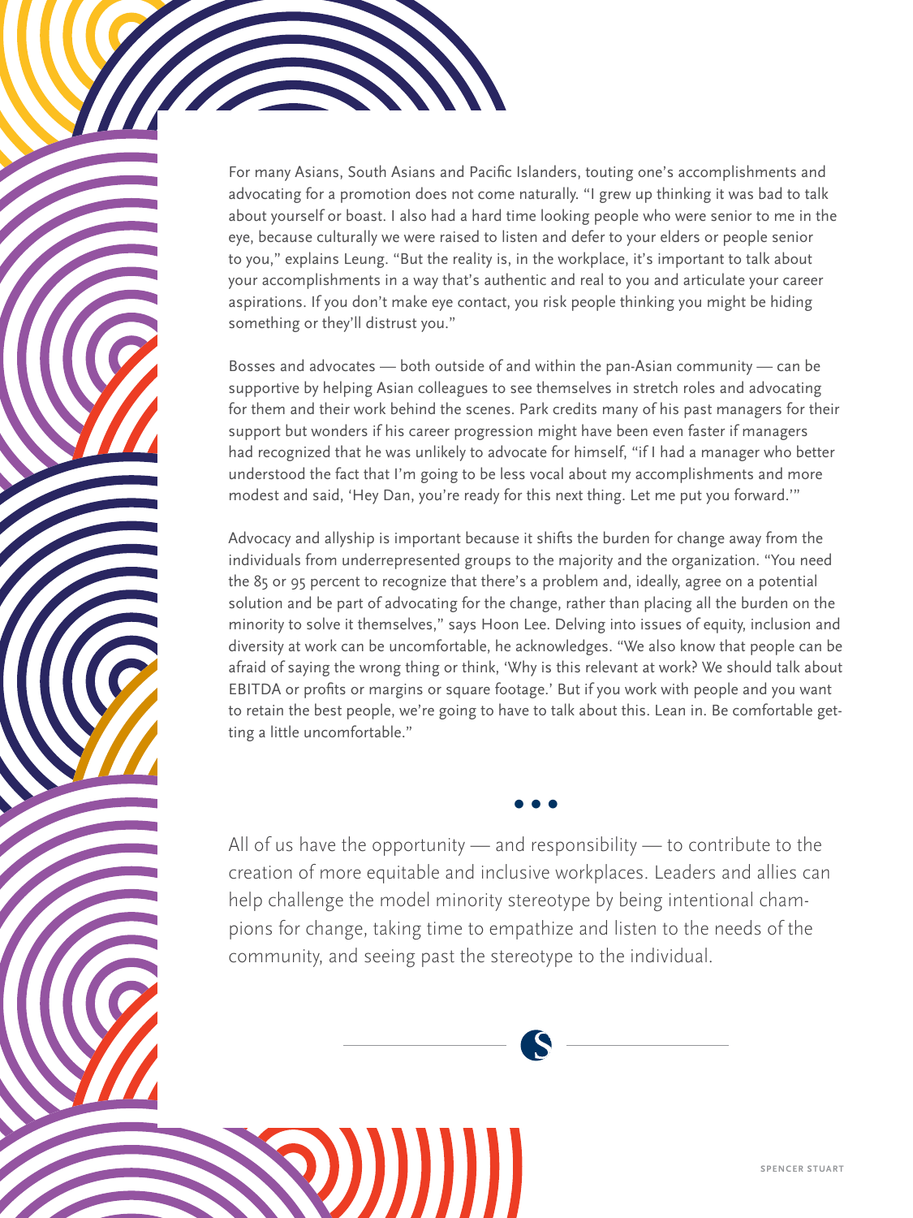For many Asians, South Asians and Pacific Islanders, touting one's accomplishments and advocating for a promotion does not come naturally. "I grew up thinking it was bad to talk about yourself or boast. I also had a hard time looking people who were senior to me in the eye, because culturally we were raised to listen and defer to your elders or people senior to you," explains Leung. "But the reality is, in the workplace, it's important to talk about your accomplishments in a way that's authentic and real to you and articulate your career aspirations. If you don't make eye contact, you risk people thinking you might be hiding something or they'll distrust you."

Bosses and advocates — both outside of and within the pan-Asian community — can be supportive by helping Asian colleagues to see themselves in stretch roles and advocating for them and their work behind the scenes. Park credits many of his past managers for their support but wonders if his career progression might have been even faster if managers had recognized that he was unlikely to advocate for himself, "if I had a manager who better understood the fact that I'm going to be less vocal about my accomplishments and more modest and said, 'Hey Dan, you're ready for this next thing. Let me put you forward.'"

Advocacy and allyship is important because it shifts the burden for change away from the individuals from underrepresented groups to the majority and the organization. "You need the 85 or 95 percent to recognize that there's a problem and, ideally, agree on a potential solution and be part of advocating for the change, rather than placing all the burden on the minority to solve it themselves," says Hoon Lee. Delving into issues of equity, inclusion and diversity at work can be uncomfortable, he acknowledges. "We also know that people can be afraid of saying the wrong thing or think, 'Why is this relevant at work? We should talk about EBITDA or profits or margins or square footage.' But if you work with people and you want to retain the best people, we're going to have to talk about this. Lean in. Be comfortable getting a little uncomfortable."

• • •

All of us have the opportunity — and responsibility — to contribute to the creation of more equitable and inclusive workplaces. Leaders and allies can help challenge the model minority stereotype by being intentional champions for change, taking time to empathize and listen to the needs of the community, and seeing past the stereotype to the individual.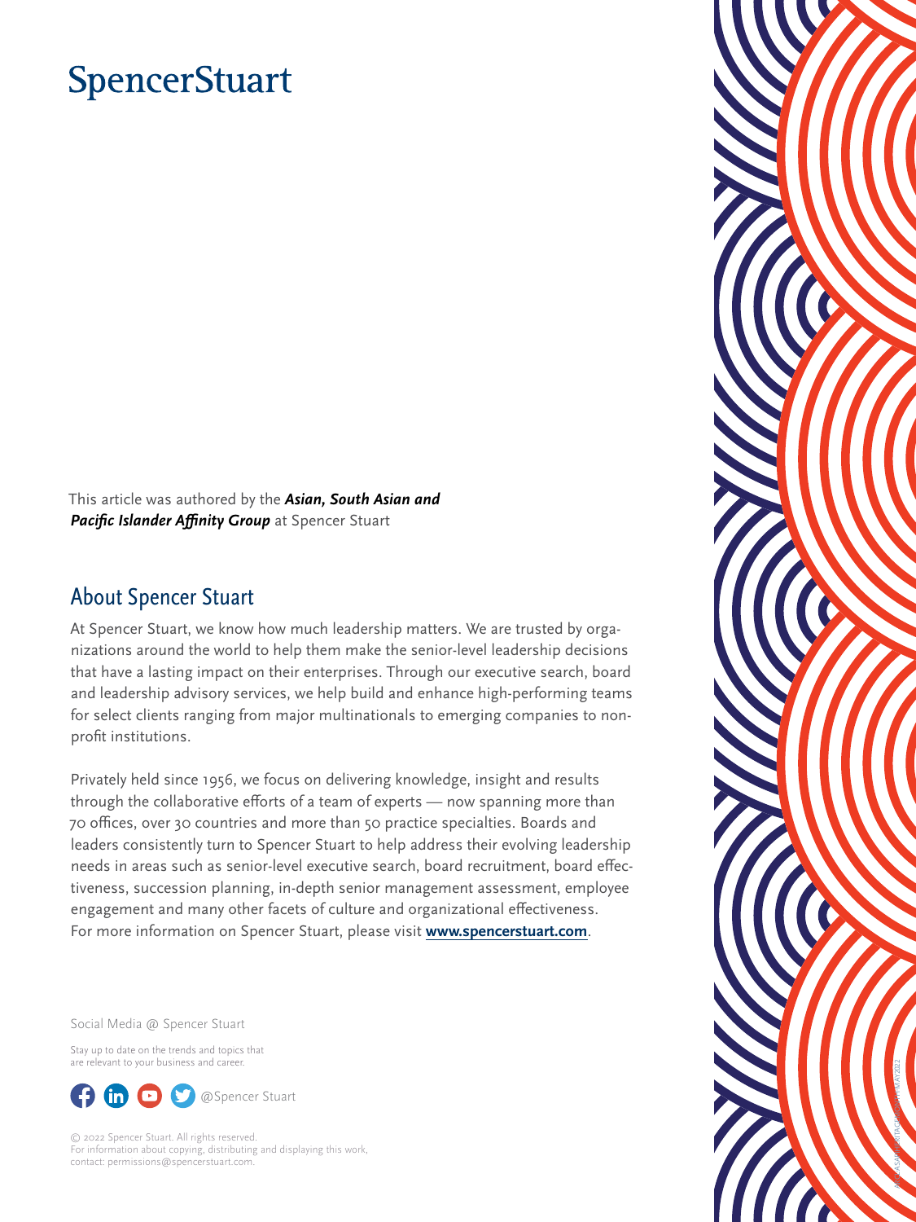# SpencerStuart

This article was authored by the ***Asian, South Asian and Pacific Islander Affinity Group*** at Spencer Stuart

## About Spencer Stuart

At Spencer Stuart, we know how much leadership matters. We are trusted by organizations around the world to help them make the senior-level leadership decisions that have a lasting impact on their enterprises. Through our executive search, board and leadership advisory services, we help build and enhance high-performing teams for select clients ranging from major multinationals to emerging companies to nonprofit institutions.

Privately held since 1956, we focus on delivering knowledge, insight and results through the collaborative efforts of a team of experts — now spanning more than 70 offices, over 30 countries and more than 50 practice specialties. Boards and leaders consistently turn to Spencer Stuart to help address their evolving leadership needs in areas such as senior-level executive search, board recruitment, board effectiveness, succession planning, in-depth senior management assessment, employee engagement and many other facets of culture and organizational effectiveness. For more information on Spencer Stuart, please visit **www.spencerstuart.com**.

Social Media @ Spencer Stuart

Stay up to date on the trends and topics that are relevant to your business and career.

@Spencer Stuart

© 2022 Spencer Stuart. All rights reserved. For information about copying, distributing and displaying this work, contact: permissions@spencerstuart.com.